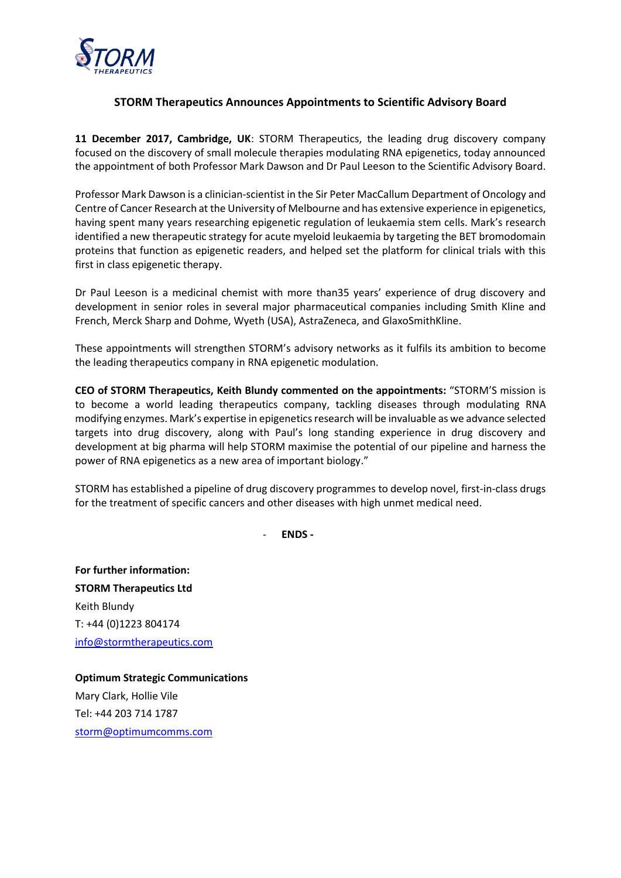# STORM Therapeutics Announces Appointments to Scientific Advisory Board

**11 December 2017, Cambridge, UK**: STORM Therapeutics, the leading drug discovery company focused on the discovery of small molecule therapies modulating RNA epigenetics, today announced the appointment of both Professor Mark Dawson and Dr Paul Leeson to the Scientific Advisory Board.

Professor Mark Dawson is a clinician-scientist in the Sir Peter MacCallum Department of Oncology and Centre of Cancer Research at the University of Melbourne and has extensive experience in epigenetics, having spent many years researching epigenetic regulation of leukaemia stem cells. Mark's research identified a new therapeutic strategy for acute myeloid leukaemia by targeting the BET bromodomain proteins that function as epigenetic readers, and helped set the platform for clinical trials with this first in class epigenetic therapy.

Dr Paul Leeson is a medicinal chemist with more than35 years' experience of drug discovery and development in senior roles in several major pharmaceutical companies including Smith Kline and French, Merck Sharp and Dohme, Wyeth (USA), AstraZeneca, and GlaxoSmithKline.

These appointments will strengthen STORM's advisory networks as it fulfils its ambition to become the leading therapeutics company in RNA epigenetic modulation.

**CEO of STORM Therapeutics, Keith Blundy commented on the appointments:** "STORM'S mission is to become a world leading therapeutics company, tackling diseases through modulating RNA modifying enzymes. Mark's expertise in epigenetics research will be invaluable as we advance selected targets into drug discovery, along with Paul's long standing experience in drug discovery and development at big pharma will help STORM maximise the potential of our pipeline and harness the power of RNA epigenetics as a new area of important biology."

STORM has established a pipeline of drug discovery programmes to develop novel, first-in-class drugs for the treatment of specific cancers and other diseases with high unmet medical need.

\- **ENDS -**

**For further information:**
**STORM Therapeutics Ltd**
Keith Blundy
T: +44 (0)1223 804174
info@stormtherapeutics.com

**Optimum Strategic Communications**
Mary Clark, Hollie Vile
Tel: +44 203 714 1787
storm@optimumcomms.com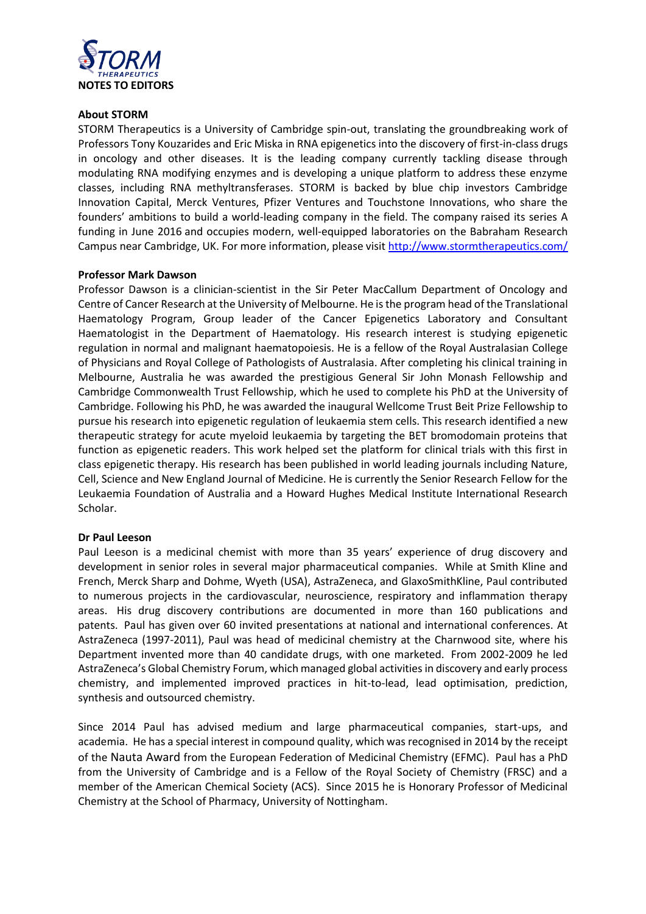**NOTES TO EDITORS**

**About STORM**

STORM Therapeutics is a University of Cambridge spin-out, translating the groundbreaking work of Professors Tony Kouzarides and Eric Miska in RNA epigenetics into the discovery of first-in-class drugs in oncology and other diseases. It is the leading company currently tackling disease through modulating RNA modifying enzymes and is developing a unique platform to address these enzyme classes, including RNA methyltransferases. STORM is backed by blue chip investors Cambridge Innovation Capital, Merck Ventures, Pfizer Ventures and Touchstone Innovations, who share the founders' ambitions to build a world-leading company in the field. The company raised its series A funding in June 2016 and occupies modern, well-equipped laboratories on the Babraham Research Campus near Cambridge, UK. For more information, please visit http://www.stormtherapeutics.com/

**Professor Mark Dawson**

Professor Dawson is a clinician-scientist in the Sir Peter MacCallum Department of Oncology and Centre of Cancer Research at the University of Melbourne. He is the program head of the Translational Haematology Program, Group leader of the Cancer Epigenetics Laboratory and Consultant Haematologist in the Department of Haematology. His research interest is studying epigenetic regulation in normal and malignant haematopoiesis. He is a fellow of the Royal Australasian College of Physicians and Royal College of Pathologists of Australasia. After completing his clinical training in Melbourne, Australia he was awarded the prestigious General Sir John Monash Fellowship and Cambridge Commonwealth Trust Fellowship, which he used to complete his PhD at the University of Cambridge. Following his PhD, he was awarded the inaugural Wellcome Trust Beit Prize Fellowship to pursue his research into epigenetic regulation of leukaemia stem cells. This research identified a new therapeutic strategy for acute myeloid leukaemia by targeting the BET bromodomain proteins that function as epigenetic readers. This work helped set the platform for clinical trials with this first in class epigenetic therapy. His research has been published in world leading journals including Nature, Cell, Science and New England Journal of Medicine. He is currently the Senior Research Fellow for the Leukaemia Foundation of Australia and a Howard Hughes Medical Institute International Research Scholar.

**Dr Paul Leeson**

Paul Leeson is a medicinal chemist with more than 35 years' experience of drug discovery and development in senior roles in several major pharmaceutical companies. While at Smith Kline and French, Merck Sharp and Dohme, Wyeth (USA), AstraZeneca, and GlaxoSmithKline, Paul contributed to numerous projects in the cardiovascular, neuroscience, respiratory and inflammation therapy areas. His drug discovery contributions are documented in more than 160 publications and patents. Paul has given over 60 invited presentations at national and international conferences. At AstraZeneca (1997-2011), Paul was head of medicinal chemistry at the Charnwood site, where his Department invented more than 40 candidate drugs, with one marketed. From 2002-2009 he led AstraZeneca's Global Chemistry Forum, which managed global activities in discovery and early process chemistry, and implemented improved practices in hit-to-lead, lead optimisation, prediction, synthesis and outsourced chemistry.

Since 2014 Paul has advised medium and large pharmaceutical companies, start-ups, and academia. He has a special interest in compound quality, which was recognised in 2014 by the receipt of the Nauta Award from the European Federation of Medicinal Chemistry (EFMC). Paul has a PhD from the University of Cambridge and is a Fellow of the Royal Society of Chemistry (FRSC) and a member of the American Chemical Society (ACS). Since 2015 he is Honorary Professor of Medicinal Chemistry at the School of Pharmacy, University of Nottingham.